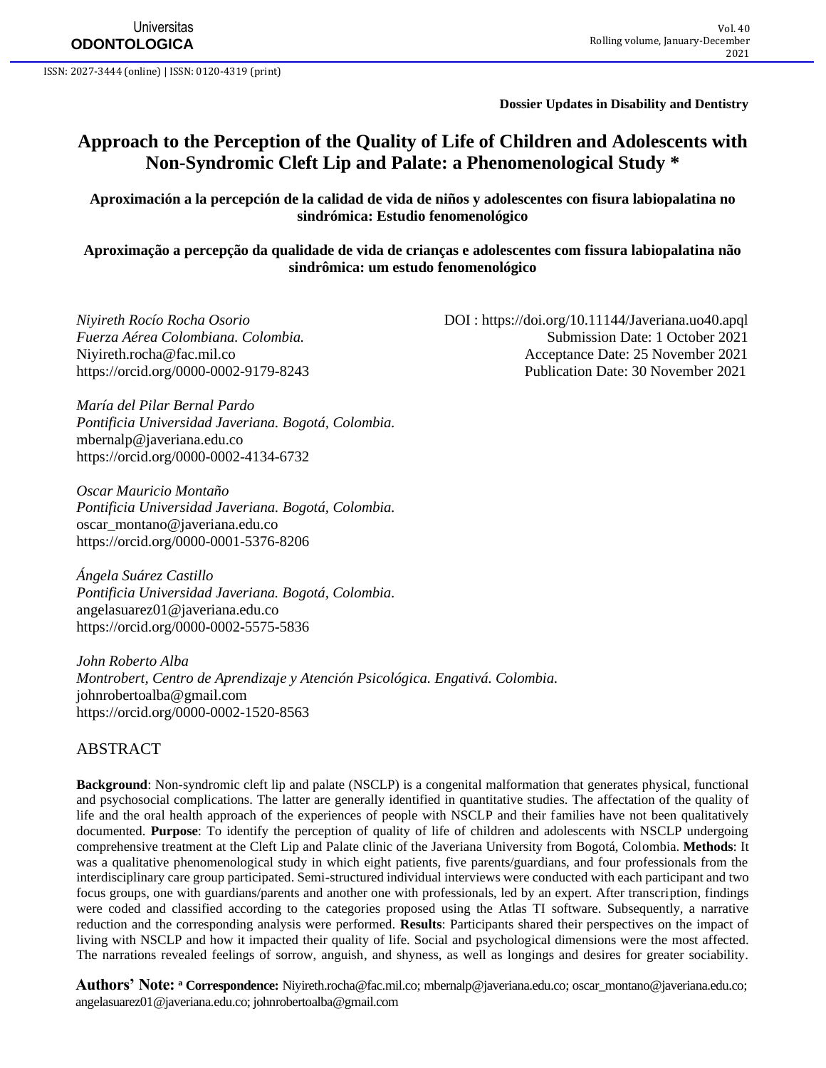**Dossier Updates in Disability and Dentistry**

# Approach to the Perception of the Quality of Life of Children and Adolescents with Non-Syndromic Cleft Lip and Palate: a Phenomenological Study *

### Aproximación a la percepción de la calidad de vida de niños y adolescentes con fisura labiopalatina no sindrómica: Estudio fenomenológico

### Aproximação a percepção da qualidade de vida de crianças e adolescentes com fissura labiopalatina não sindrômica: um estudo fenomenológico

DOI : https://doi.org/10.11144/Javeriana.uo40.apql
Submission Date: 1 October 2021
Acceptance Date: 25 November 2021
Publication Date: 30 November 2021

*Niyireth Rocío Rocha Osorio*
*Fuerza Aérea Colombiana. Colombia.*
Niyireth.rocha@fac.mil.co
https://orcid.org/0000-0002-9179-8243

*María del Pilar Bernal Pardo*
*Pontificia Universidad Javeriana. Bogotá, Colombia.*
mbernalp@javeriana.edu.co
https://orcid.org/0000-0002-4134-6732

*Oscar Mauricio Montaño*
*Pontificia Universidad Javeriana. Bogotá, Colombia.*
oscar_montano@javeriana.edu.co
https://orcid.org/0000-0001-5376-8206

*Ángela Suárez Castillo*
*Pontificia Universidad Javeriana. Bogotá, Colombia.*
angelasuarez01@javeriana.edu.co
https://orcid.org/0000-0002-5575-5836

*John Roberto Alba*
*Montrobert, Centro de Aprendizaje y Atención Psicológica. Engativá. Colombia.*
johnrobertoalba@gmail.com
https://orcid.org/0000-0002-1520-8563

## ABSTRACT

**Background**: Non-syndromic cleft lip and palate (NSCLP) is a congenital malformation that generates physical, functional and psychosocial complications. The latter are generally identified in quantitative studies. The affectation of the quality of life and the oral health approach of the experiences of people with NSCLP and their families have not been qualitatively documented. **Purpose**: To identify the perception of quality of life of children and adolescents with NSCLP undergoing comprehensive treatment at the Cleft Lip and Palate clinic of the Javeriana University from Bogotá, Colombia. **Methods**: It was a qualitative phenomenological study in which eight patients, five parents/guardians, and four professionals from the interdisciplinary care group participated. Semi-structured individual interviews were conducted with each participant and two focus groups, one with guardians/parents and another one with professionals, led by an expert. After transcription, findings were coded and classified according to the categories proposed using the Atlas TI software. Subsequently, a narrative reduction and the corresponding analysis were performed. **Results**: Participants shared their perspectives on the impact of living with NSCLP and how it impacted their quality of life. Social and psychological dimensions were the most affected. The narrations revealed feelings of sorrow, anguish, and shyness, as well as longings and desires for greater sociability.

**Authors' Note:** [a] **Correspondence:** Niyireth.rocha@fac.mil.co; mbernalp@javeriana.edu.co; oscar_montano@javeriana.edu.co; angelasuarez01@javeriana.edu.co; johnrobertoalba@gmail.com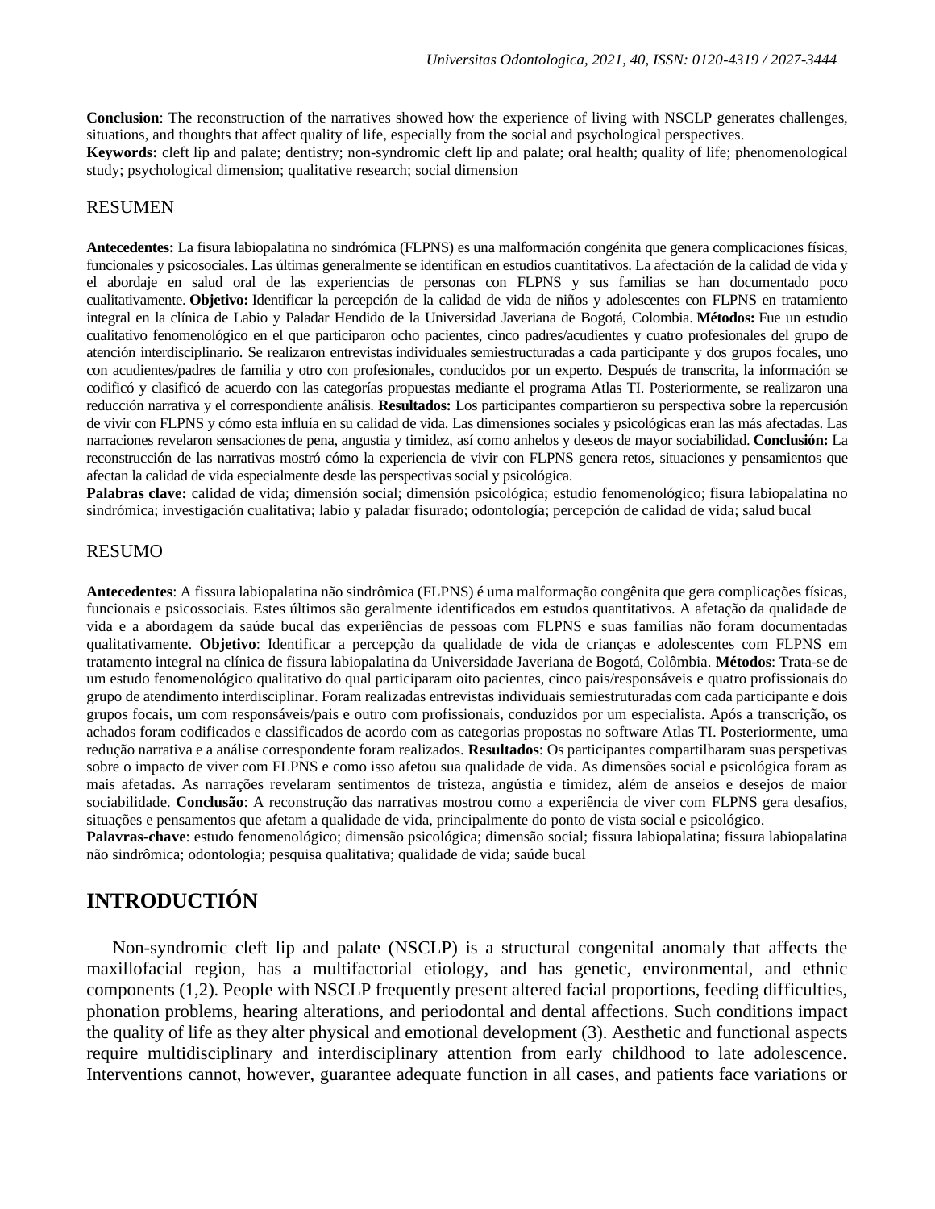**Conclusion**: The reconstruction of the narratives showed how the experience of living with NSCLP generates challenges, situations, and thoughts that affect quality of life, especially from the social and psychological perspectives.
**Keywords:** cleft lip and palate; dentistry; non-syndromic cleft lip and palate; oral health; quality of life; phenomenological study; psychological dimension; qualitative research; social dimension

## RESUMEN

**Antecedentes:** La fisura labiopalatina no sindrómica (FLPNS) es una malformación congénita que genera complicaciones físicas, funcionales y psicosociales. Las últimas generalmente se identifican en estudios cuantitativos. La afectación de la calidad de vida y el abordaje en salud oral de las experiencias de personas con FLPNS y sus familias se han documentado poco cualitativamente. **Objetivo:** Identificar la percepción de la calidad de vida de niños y adolescentes con FLPNS en tratamiento integral en la clínica de Labio y Paladar Hendido de la Universidad Javeriana de Bogotá, Colombia. **Métodos:** Fue un estudio cualitativo fenomenológico en el que participaron ocho pacientes, cinco padres/acudientes y cuatro profesionales del grupo de atención interdisciplinario. Se realizaron entrevistas individuales semiestructuradas a cada participante y dos grupos focales, uno con acudientes/padres de familia y otro con profesionales, conducidos por un experto. Después de transcrita, la información se codificó y clasificó de acuerdo con las categorías propuestas mediante el programa Atlas TI. Posteriormente, se realizaron una reducción narrativa y el correspondiente análisis. **Resultados:** Los participantes compartieron su perspectiva sobre la repercusión de vivir con FLPNS y cómo esta influía en su calidad de vida. Las dimensiones sociales y psicológicas eran las más afectadas. Las narraciones revelaron sensaciones de pena, angustia y timidez, así como anhelos y deseos de mayor sociabilidad. **Conclusión:** La reconstrucción de las narrativas mostró cómo la experiencia de vivir con FLPNS genera retos, situaciones y pensamientos que afectan la calidad de vida especialmente desde las perspectivas social y psicológica.
**Palabras clave:** calidad de vida; dimensión social; dimensión psicológica; estudio fenomenológico; fisura labiopalatina no sindrómica; investigación cualitativa; labio y paladar fisurado; odontología; percepción de calidad de vida; salud bucal

## RESUMO

**Antecedentes**: A fissura labiopalatina não sindrômica (FLPNS) é uma malformação congênita que gera complicações físicas, funcionais e psicossociais. Estes últimos são geralmente identificados em estudos quantitativos. A afetação da qualidade de vida e a abordagem da saúde bucal das experiências de pessoas com FLPNS e suas famílias não foram documentadas qualitativamente. **Objetivo**: Identificar a percepção da qualidade de vida de crianças e adolescentes com FLPNS em tratamento integral na clínica de fissura labiopalatina da Universidade Javeriana de Bogotá, Colômbia. **Métodos**: Trata-se de um estudo fenomenológico qualitativo do qual participaram oito pacientes, cinco pais/responsáveis e quatro profissionais do grupo de atendimento interdisciplinar. Foram realizadas entrevistas individuais semiestruturadas com cada participante e dois grupos focais, um com responsáveis/pais e outro com profissionais, conduzidos por um especialista. Após a transcrição, os achados foram codificados e classificados de acordo com as categorias propostas no software Atlas TI. Posteriormente, uma redução narrativa e a análise correspondente foram realizados. **Resultados**: Os participantes compartilharam suas perspetivas sobre o impacto de viver com FLPNS e como isso afetou sua qualidade de vida. As dimensões social e psicológica foram as mais afetadas. As narrações revelaram sentimentos de tristeza, angústia e timidez, além de anseios e desejos de maior sociabilidade. **Conclusão**: A reconstrução das narrativas mostrou como a experiência de viver com FLPNS gera desafios, situações e pensamentos que afetam a qualidade de vida, principalmente do ponto de vista social e psicológico.
**Palavras-chave**: estudo fenomenológico; dimensão psicológica; dimensão social; fissura labiopalatina; fissura labiopalatina não sindrômica; odontologia; pesquisa qualitativa; qualidade de vida; saúde bucal

# INTRODUCTIÓN

Non-syndromic cleft lip and palate (NSCLP) is a structural congenital anomaly that affects the maxillofacial region, has a multifactorial etiology, and has genetic, environmental, and ethnic components (1,2). People with NSCLP frequently present altered facial proportions, feeding difficulties, phonation problems, hearing alterations, and periodontal and dental affections. Such conditions impact the quality of life as they alter physical and emotional development (3). Aesthetic and functional aspects require multidisciplinary and interdisciplinary attention from early childhood to late adolescence. Interventions cannot, however, guarantee adequate function in all cases, and patients face variations or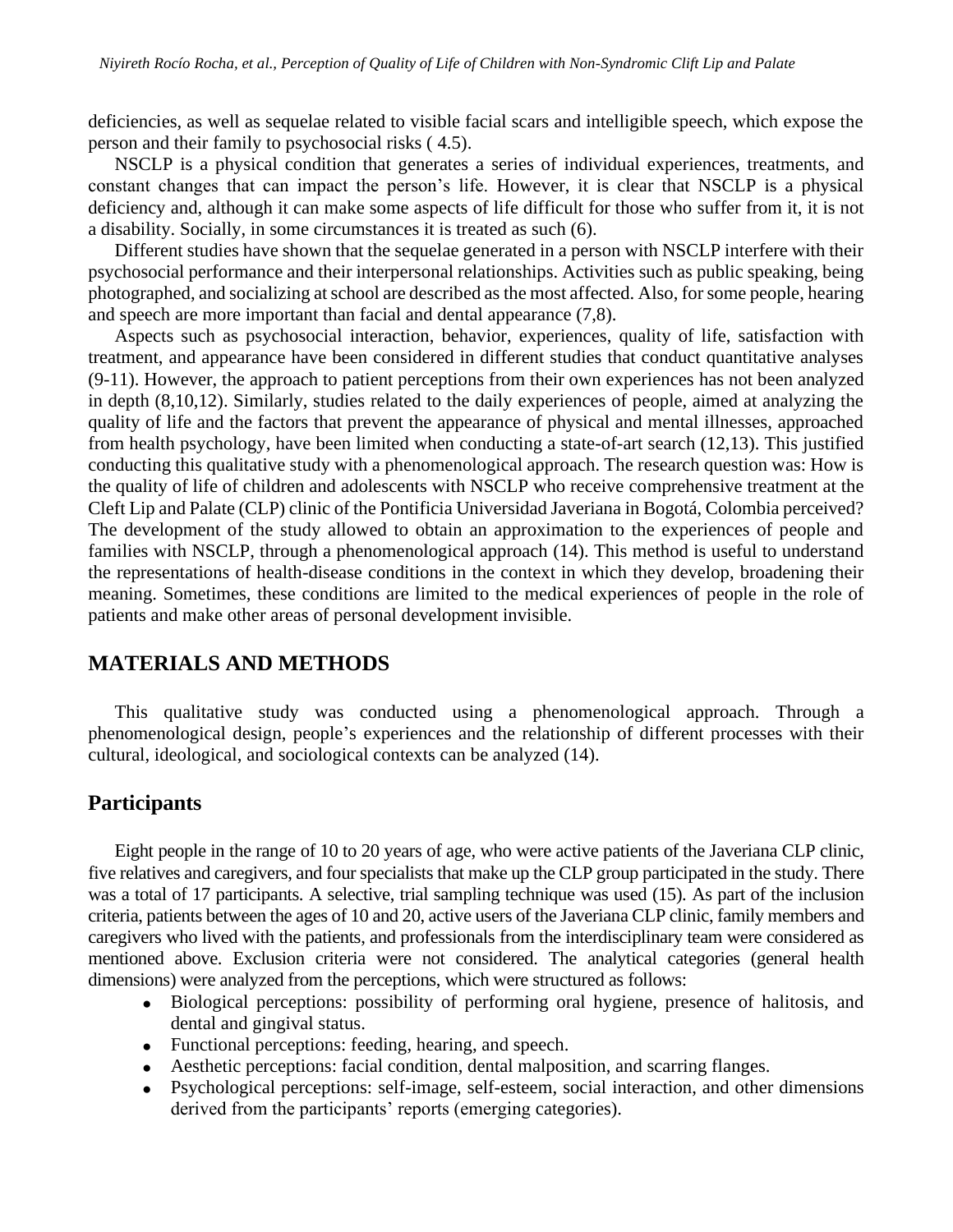deficiencies, as well as sequelae related to visible facial scars and intelligible speech, which expose the person and their family to psychosocial risks ( 4.5).

NSCLP is a physical condition that generates a series of individual experiences, treatments, and constant changes that can impact the person's life. However, it is clear that NSCLP is a physical deficiency and, although it can make some aspects of life difficult for those who suffer from it, it is not a disability. Socially, in some circumstances it is treated as such (6).

Different studies have shown that the sequelae generated in a person with NSCLP interfere with their psychosocial performance and their interpersonal relationships. Activities such as public speaking, being photographed, and socializing at school are described as the most affected. Also, for some people, hearing and speech are more important than facial and dental appearance (7,8).

Aspects such as psychosocial interaction, behavior, experiences, quality of life, satisfaction with treatment, and appearance have been considered in different studies that conduct quantitative analyses (9-11). However, the approach to patient perceptions from their own experiences has not been analyzed in depth (8,10,12). Similarly, studies related to the daily experiences of people, aimed at analyzing the quality of life and the factors that prevent the appearance of physical and mental illnesses, approached from health psychology, have been limited when conducting a state-of-art search (12,13). This justified conducting this qualitative study with a phenomenological approach. The research question was: How is the quality of life of children and adolescents with NSCLP who receive comprehensive treatment at the Cleft Lip and Palate (CLP) clinic of the Pontificia Universidad Javeriana in Bogotá, Colombia perceived? The development of the study allowed to obtain an approximation to the experiences of people and families with NSCLP, through a phenomenological approach (14). This method is useful to understand the representations of health-disease conditions in the context in which they develop, broadening their meaning. Sometimes, these conditions are limited to the medical experiences of people in the role of patients and make other areas of personal development invisible.

## MATERIALS AND METHODS

This qualitative study was conducted using a phenomenological approach. Through a phenomenological design, people's experiences and the relationship of different processes with their cultural, ideological, and sociological contexts can be analyzed (14).

### Participants

Eight people in the range of 10 to 20 years of age, who were active patients of the Javeriana CLP clinic, five relatives and caregivers, and four specialists that make up the CLP group participated in the study. There was a total of 17 participants. A selective, trial sampling technique was used (15). As part of the inclusion criteria, patients between the ages of 10 and 20, active users of the Javeriana CLP clinic, family members and caregivers who lived with the patients, and professionals from the interdisciplinary team were considered as mentioned above. Exclusion criteria were not considered. The analytical categories (general health dimensions) were analyzed from the perceptions, which were structured as follows:

- Biological perceptions: possibility of performing oral hygiene, presence of halitosis, and dental and gingival status.
- Functional perceptions: feeding, hearing, and speech.
- Aesthetic perceptions: facial condition, dental malposition, and scarring flanges.
- Psychological perceptions: self-image, self-esteem, social interaction, and other dimensions derived from the participants' reports (emerging categories).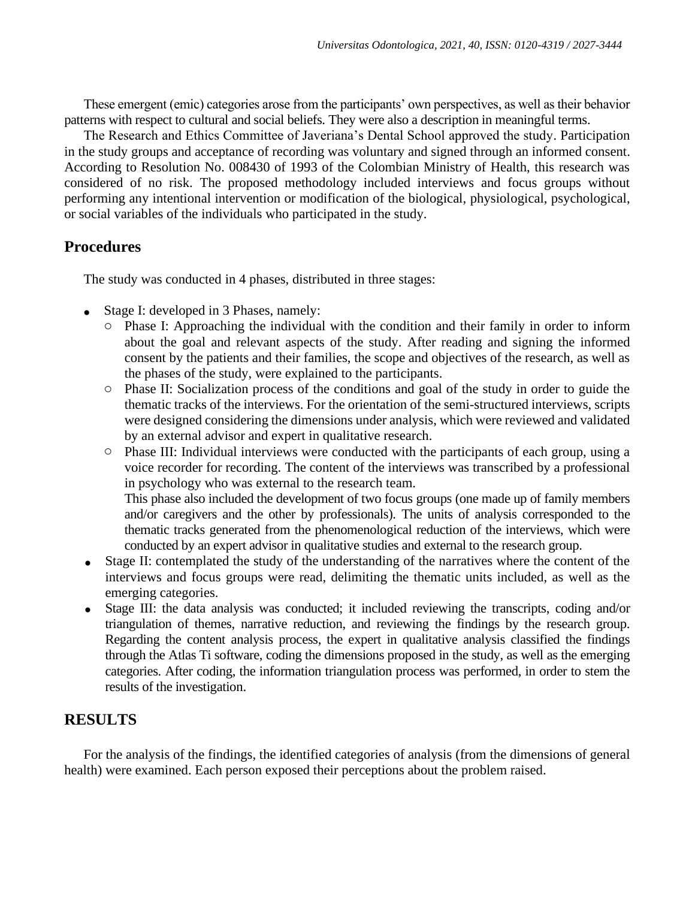These emergent (emic) categories arose from the participants' own perspectives, as well as their behavior patterns with respect to cultural and social beliefs. They were also a description in meaningful terms.

The Research and Ethics Committee of Javeriana's Dental School approved the study. Participation in the study groups and acceptance of recording was voluntary and signed through an informed consent. According to Resolution No. 008430 of 1993 of the Colombian Ministry of Health, this research was considered of no risk. The proposed methodology included interviews and focus groups without performing any intentional intervention or modification of the biological, physiological, psychological, or social variables of the individuals who participated in the study.

## Procedures

The study was conducted in 4 phases, distributed in three stages:

- Stage I: developed in 3 Phases, namely:
  - Phase I: Approaching the individual with the condition and their family in order to inform about the goal and relevant aspects of the study. After reading and signing the informed consent by the patients and their families, the scope and objectives of the research, as well as the phases of the study, were explained to the participants.
  - Phase II: Socialization process of the conditions and goal of the study in order to guide the thematic tracks of the interviews. For the orientation of the semi-structured interviews, scripts were designed considering the dimensions under analysis, which were reviewed and validated by an external advisor and expert in qualitative research.
  - Phase III: Individual interviews were conducted with the participants of each group, using a voice recorder for recording. The content of the interviews was transcribed by a professional in psychology who was external to the research team.
    This phase also included the development of two focus groups (one made up of family members and/or caregivers and the other by professionals). The units of analysis corresponded to the thematic tracks generated from the phenomenological reduction of the interviews, which were conducted by an expert advisor in qualitative studies and external to the research group.
- Stage II: contemplated the study of the understanding of the narratives where the content of the interviews and focus groups were read, delimiting the thematic units included, as well as the emerging categories.
- Stage III: the data analysis was conducted; it included reviewing the transcripts, coding and/or triangulation of themes, narrative reduction, and reviewing the findings by the research group. Regarding the content analysis process, the expert in qualitative analysis classified the findings through the Atlas Ti software, coding the dimensions proposed in the study, as well as the emerging categories. After coding, the information triangulation process was performed, in order to stem the results of the investigation.

# RESULTS

For the analysis of the findings, the identified categories of analysis (from the dimensions of general health) were examined. Each person exposed their perceptions about the problem raised.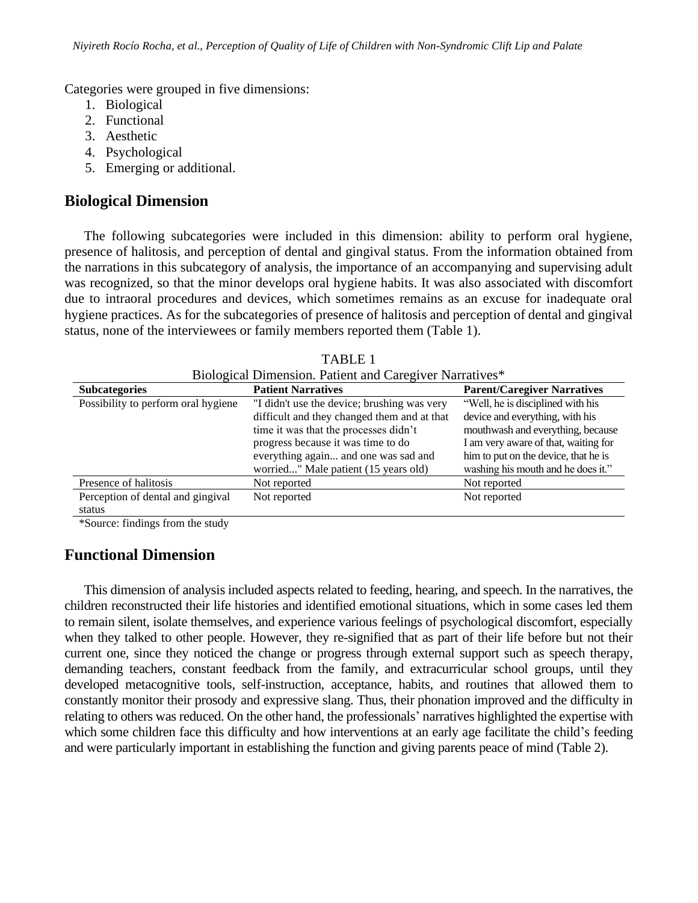Categories were grouped in five dimensions:

1. Biological
2. Functional
3. Aesthetic
4. Psychological
5. Emerging or additional.

## Biological Dimension

The following subcategories were included in this dimension: ability to perform oral hygiene, presence of halitosis, and perception of dental and gingival status. From the information obtained from the narrations in this subcategory of analysis, the importance of an accompanying and supervising adult was recognized, so that the minor develops oral hygiene habits. It was also associated with discomfort due to intraoral procedures and devices, which sometimes remains as an excuse for inadequate oral hygiene practices. As for the subcategories of presence of halitosis and perception of dental and gingival status, none of the interviewees or family members reported them (Table 1).

TABLE 1
Biological Dimension. Patient and Caregiver Narratives*

| Subcategories | Patient Narratives | Parent/Caregiver Narratives |
|---|---|---|
| Possibility to perform oral hygiene | "I didn't use the device; brushing was very difficult and they changed them and at that time it was that the processes didn't progress because it was time to do everything again... and one was sad and worried..." Male patient (15 years old) | "Well, he is disciplined with his device and everything, with his mouthwash and everything, because I am very aware of that, waiting for him to put on the device, that he is washing his mouth and he does it." |
| Presence of halitosis | Not reported | Not reported |
| Perception of dental and gingival status | Not reported | Not reported |

*Source: findings from the study

## Functional Dimension

This dimension of analysis included aspects related to feeding, hearing, and speech. In the narratives, the children reconstructed their life histories and identified emotional situations, which in some cases led them to remain silent, isolate themselves, and experience various feelings of psychological discomfort, especially when they talked to other people. However, they re-signified that as part of their life before but not their current one, since they noticed the change or progress through external support such as speech therapy, demanding teachers, constant feedback from the family, and extracurricular school groups, until they developed metacognitive tools, self-instruction, acceptance, habits, and routines that allowed them to constantly monitor their prosody and expressive slang. Thus, their phonation improved and the difficulty in relating to others was reduced. On the other hand, the professionals' narratives highlighted the expertise with which some children face this difficulty and how interventions at an early age facilitate the child's feeding and were particularly important in establishing the function and giving parents peace of mind (Table 2).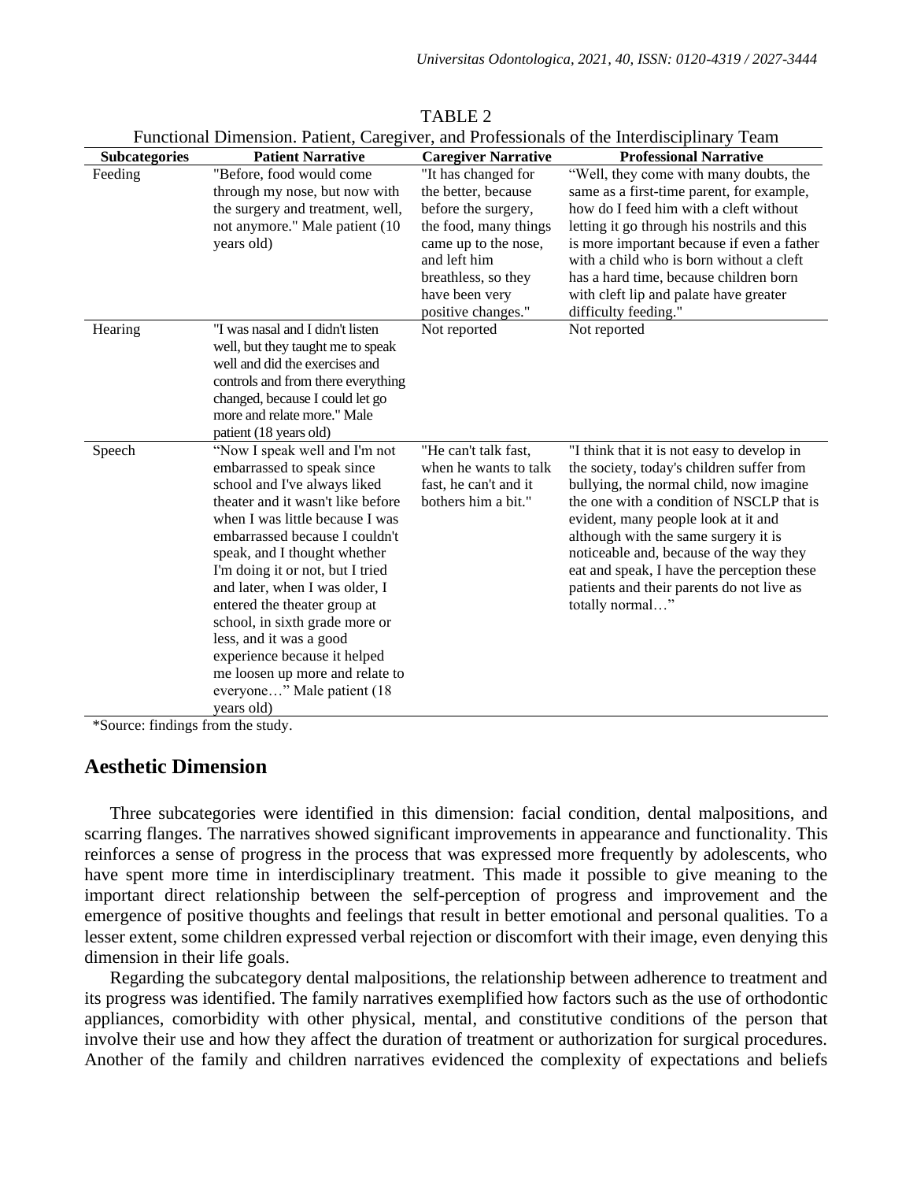TABLE 2

Functional Dimension. Patient, Caregiver, and Professionals of the Interdisciplinary Team

| Subcategories | Patient Narrative | Caregiver Narrative | Professional Narrative |
|---|---|---|---|
| Feeding | "Before, food would come through my nose, but now with the surgery and treatment, well, not anymore." Male patient (10 years old) | "It has changed for the better, because before the surgery, the food, many things came up to the nose, and left him breathless, so they have been very positive changes." | "Well, they come with many doubts, the same as a first-time parent, for example, how do I feed him with a cleft without letting it go through his nostrils and this is more important because if even a father with a child who is born without a cleft has a hard time, because children born with cleft lip and palate have greater difficulty feeding." |
| Hearing | "I was nasal and I didn't listen well, but they taught me to speak well and did the exercises and controls and from there everything changed, because I could let go more and relate more." Male patient (18 years old) | Not reported | Not reported |
| Speech | "Now I speak well and I'm not embarrassed to speak since school and I've always liked theater and it wasn't like before when I was little because I was embarrassed because I couldn't speak, and I thought whether I'm doing it or not, but I tried and later, when I was older, I entered the theater group at school, in sixth grade more or less, and it was a good experience because it helped me loosen up more and relate to everyone…" Male patient (18 years old) | "He can't talk fast, when he wants to talk fast, he can't and it bothers him a bit." | "I think that it is not easy to develop in the society, today's children suffer from bullying, the normal child, now imagine the one with a condition of NSCLP that is evident, many people look at it and although with the same surgery it is noticeable and, because of the way they eat and speak, I have the perception these patients and their parents do not live as totally normal…" |

*Source: findings from the study.

## Aesthetic Dimension

Three subcategories were identified in this dimension: facial condition, dental malpositions, and scarring flanges. The narratives showed significant improvements in appearance and functionality. This reinforces a sense of progress in the process that was expressed more frequently by adolescents, who have spent more time in interdisciplinary treatment. This made it possible to give meaning to the important direct relationship between the self-perception of progress and improvement and the emergence of positive thoughts and feelings that result in better emotional and personal qualities. To a lesser extent, some children expressed verbal rejection or discomfort with their image, even denying this dimension in their life goals.

Regarding the subcategory dental malpositions, the relationship between adherence to treatment and its progress was identified. The family narratives exemplified how factors such as the use of orthodontic appliances, comorbidity with other physical, mental, and constitutive conditions of the person that involve their use and how they affect the duration of treatment or authorization for surgical procedures. Another of the family and children narratives evidenced the complexity of expectations and beliefs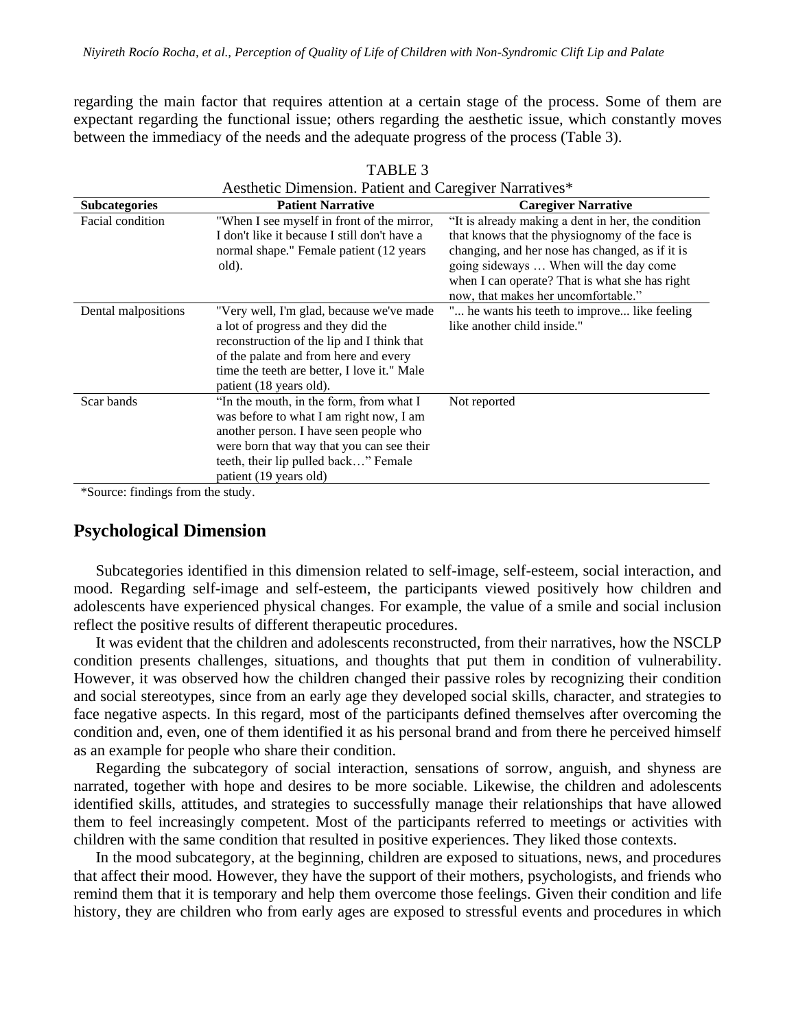regarding the main factor that requires attention at a certain stage of the process. Some of them are expectant regarding the functional issue; others regarding the aesthetic issue, which constantly moves between the immediacy of the needs and the adequate progress of the process (Table 3).

TABLE 3
Aesthetic Dimension. Patient and Caregiver Narratives*

| Subcategories | Patient Narrative | Caregiver Narrative |
|---|---|---|
| Facial condition | "When I see myself in front of the mirror, I don't like it because I still don't have a normal shape." Female patient (12 years old). | "It is already making a dent in her, the condition that knows that the physiognomy of the face is changing, and her nose has changed, as if it is going sideways … When will the day come when I can operate? That is what she has right now, that makes her uncomfortable." |
| Dental malpositions | "Very well, I'm glad, because we've made a lot of progress and they did the reconstruction of the lip and I think that of the palate and from here and every time the teeth are better, I love it." Male patient (18 years old). | "... he wants his teeth to improve... like feeling like another child inside." |
| Scar bands | "In the mouth, in the form, from what I was before to what I am right now, I am another person. I have seen people who were born that way that you can see their teeth, their lip pulled back…" Female patient (19 years old) | Not reported |

*Source: findings from the study.

## Psychological Dimension

Subcategories identified in this dimension related to self-image, self-esteem, social interaction, and mood. Regarding self-image and self-esteem, the participants viewed positively how children and adolescents have experienced physical changes. For example, the value of a smile and social inclusion reflect the positive results of different therapeutic procedures.

It was evident that the children and adolescents reconstructed, from their narratives, how the NSCLP condition presents challenges, situations, and thoughts that put them in condition of vulnerability. However, it was observed how the children changed their passive roles by recognizing their condition and social stereotypes, since from an early age they developed social skills, character, and strategies to face negative aspects. In this regard, most of the participants defined themselves after overcoming the condition and, even, one of them identified it as his personal brand and from there he perceived himself as an example for people who share their condition.

Regarding the subcategory of social interaction, sensations of sorrow, anguish, and shyness are narrated, together with hope and desires to be more sociable. Likewise, the children and adolescents identified skills, attitudes, and strategies to successfully manage their relationships that have allowed them to feel increasingly competent. Most of the participants referred to meetings or activities with children with the same condition that resulted in positive experiences. They liked those contexts.

In the mood subcategory, at the beginning, children are exposed to situations, news, and procedures that affect their mood. However, they have the support of their mothers, psychologists, and friends who remind them that it is temporary and help them overcome those feelings. Given their condition and life history, they are children who from early ages are exposed to stressful events and procedures in which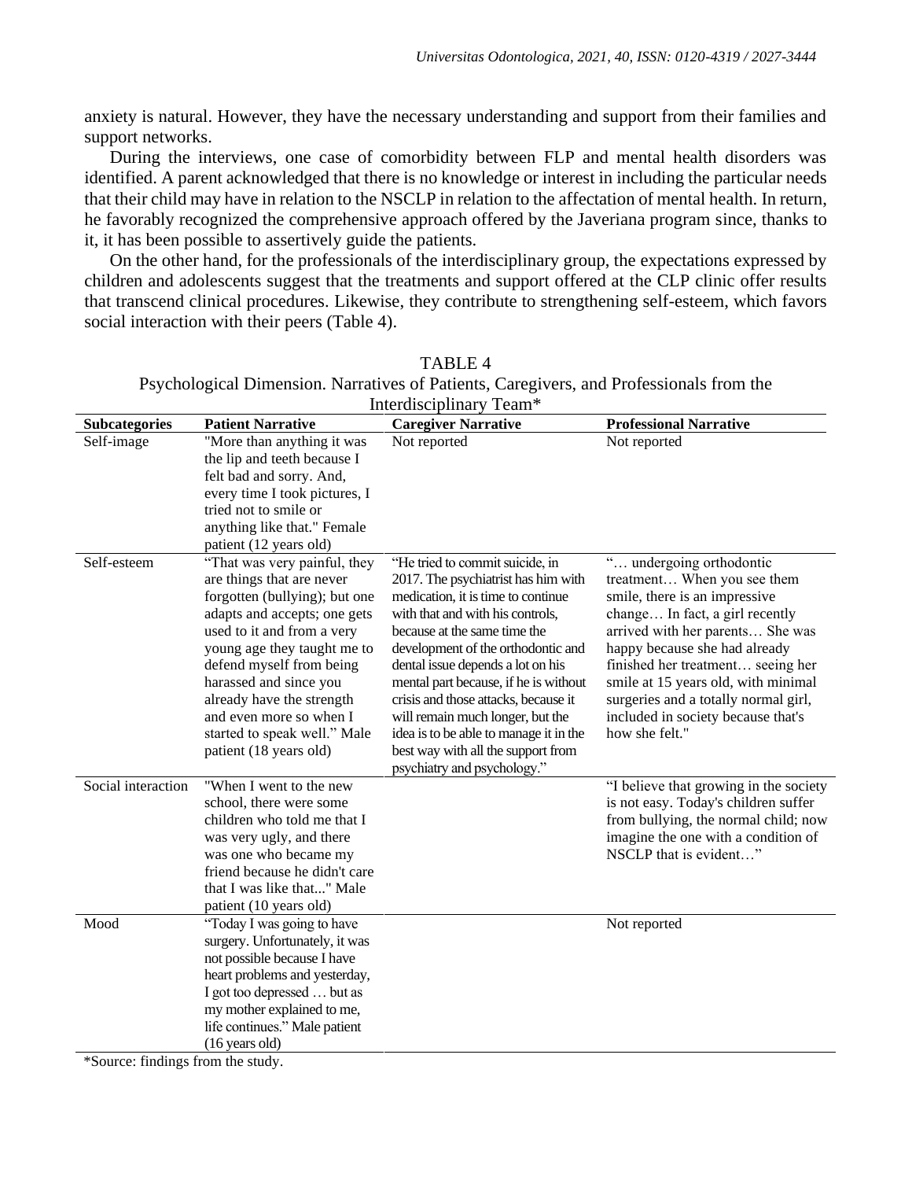anxiety is natural. However, they have the necessary understanding and support from their families and support networks.

During the interviews, one case of comorbidity between FLP and mental health disorders was identified. A parent acknowledged that there is no knowledge or interest in including the particular needs that their child may have in relation to the NSCLP in relation to the affectation of mental health. In return, he favorably recognized the comprehensive approach offered by the Javeriana program since, thanks to it, it has been possible to assertively guide the patients.

On the other hand, for the professionals of the interdisciplinary group, the expectations expressed by children and adolescents suggest that the treatments and support offered at the CLP clinic offer results that transcend clinical procedures. Likewise, they contribute to strengthening self-esteem, which favors social interaction with their peers (Table 4).

TABLE 4

Psychological Dimension. Narratives of Patients, Caregivers, and Professionals from the Interdisciplinary Team*

| Subcategories | Patient Narrative | Caregiver Narrative | Professional Narrative |
|---|---|---|---|
| Self-image | "More than anything it was the lip and teeth because I felt bad and sorry. And, every time I took pictures, I tried not to smile or anything like that." Female patient (12 years old) | Not reported | Not reported |
| Self-esteem | "That was very painful, they are things that are never forgotten (bullying); but one adapts and accepts; one gets used to it and from a very young age they taught me to defend myself from being harassed and since you already have the strength and even more so when I started to speak well." Male patient (18 years old) | "He tried to commit suicide, in 2017. The psychiatrist has him with medication, it is time to continue with that and with his controls, because at the same time the development of the orthodontic and dental issue depends a lot on his mental part because, if he is without crisis and those attacks, because it will remain much longer, but the idea is to be able to manage it in the best way with all the support from psychiatry and psychology." | "… undergoing orthodontic treatment… When you see them smile, there is an impressive change… In fact, a girl recently arrived with her parents… She was happy because she had already finished her treatment… seeing her smile at 15 years old, with minimal surgeries and a totally normal girl, included in society because that's how she felt." |
| Social interaction | "When I went to the new school, there were some children who told me that I was very ugly, and there was one who became my friend because he didn't care that I was like that..." Male patient (10 years old) | | "I believe that growing in the society is not easy. Today's children suffer from bullying, the normal child; now imagine the one with a condition of NSCLP that is evident…" |
| Mood | "Today I was going to have surgery. Unfortunately, it was not possible because I have heart problems and yesterday, I got too depressed … but as my mother explained to me, life continues." Male patient (16 years old) | | Not reported |

*Source: findings from the study.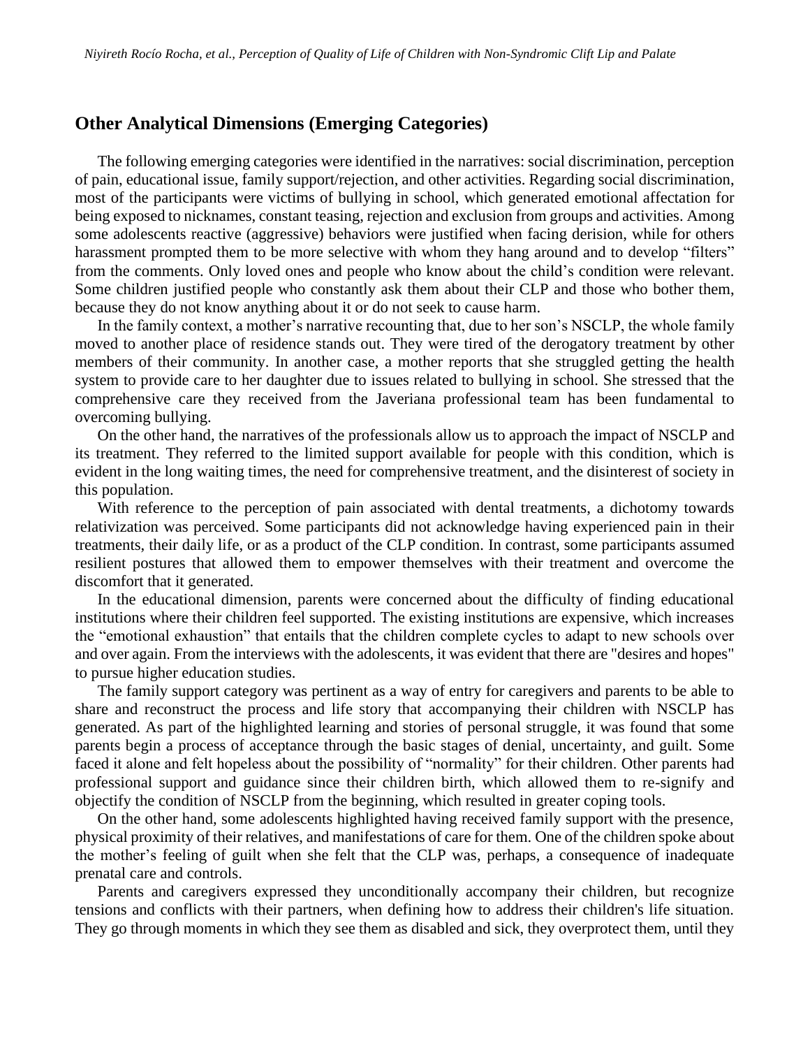## Other Analytical Dimensions (Emerging Categories)

The following emerging categories were identified in the narratives: social discrimination, perception of pain, educational issue, family support/rejection, and other activities. Regarding social discrimination, most of the participants were victims of bullying in school, which generated emotional affectation for being exposed to nicknames, constant teasing, rejection and exclusion from groups and activities. Among some adolescents reactive (aggressive) behaviors were justified when facing derision, while for others harassment prompted them to be more selective with whom they hang around and to develop "filters" from the comments. Only loved ones and people who know about the child's condition were relevant. Some children justified people who constantly ask them about their CLP and those who bother them, because they do not know anything about it or do not seek to cause harm.

In the family context, a mother's narrative recounting that, due to her son's NSCLP, the whole family moved to another place of residence stands out. They were tired of the derogatory treatment by other members of their community. In another case, a mother reports that she struggled getting the health system to provide care to her daughter due to issues related to bullying in school. She stressed that the comprehensive care they received from the Javeriana professional team has been fundamental to overcoming bullying.

On the other hand, the narratives of the professionals allow us to approach the impact of NSCLP and its treatment. They referred to the limited support available for people with this condition, which is evident in the long waiting times, the need for comprehensive treatment, and the disinterest of society in this population.

With reference to the perception of pain associated with dental treatments, a dichotomy towards relativization was perceived. Some participants did not acknowledge having experienced pain in their treatments, their daily life, or as a product of the CLP condition. In contrast, some participants assumed resilient postures that allowed them to empower themselves with their treatment and overcome the discomfort that it generated.

In the educational dimension, parents were concerned about the difficulty of finding educational institutions where their children feel supported. The existing institutions are expensive, which increases the "emotional exhaustion" that entails that the children complete cycles to adapt to new schools over and over again. From the interviews with the adolescents, it was evident that there are "desires and hopes" to pursue higher education studies.

The family support category was pertinent as a way of entry for caregivers and parents to be able to share and reconstruct the process and life story that accompanying their children with NSCLP has generated. As part of the highlighted learning and stories of personal struggle, it was found that some parents begin a process of acceptance through the basic stages of denial, uncertainty, and guilt. Some faced it alone and felt hopeless about the possibility of "normality" for their children. Other parents had professional support and guidance since their children birth, which allowed them to re-signify and objectify the condition of NSCLP from the beginning, which resulted in greater coping tools.

On the other hand, some adolescents highlighted having received family support with the presence, physical proximity of their relatives, and manifestations of care for them. One of the children spoke about the mother's feeling of guilt when she felt that the CLP was, perhaps, a consequence of inadequate prenatal care and controls.

Parents and caregivers expressed they unconditionally accompany their children, but recognize tensions and conflicts with their partners, when defining how to address their children's life situation. They go through moments in which they see them as disabled and sick, they overprotect them, until they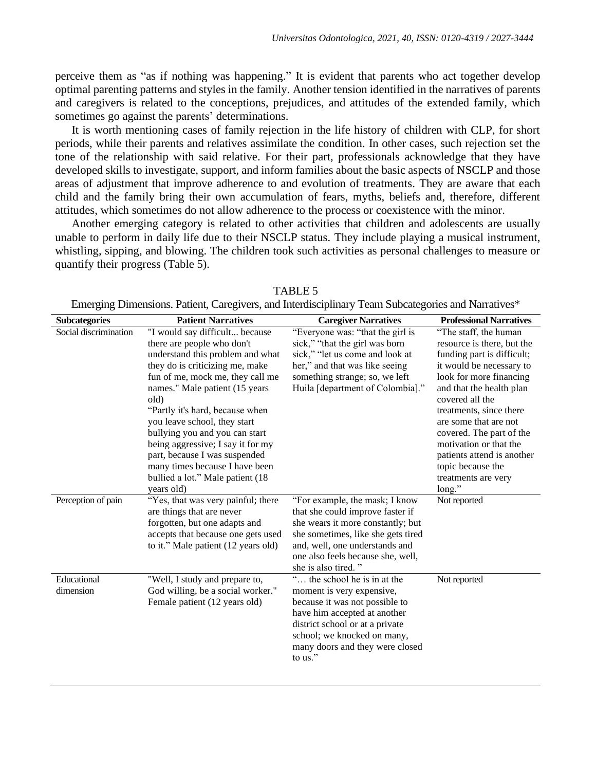perceive them as "as if nothing was happening." It is evident that parents who act together develop optimal parenting patterns and styles in the family. Another tension identified in the narratives of parents and caregivers is related to the conceptions, prejudices, and attitudes of the extended family, which sometimes go against the parents' determinations.

It is worth mentioning cases of family rejection in the life history of children with CLP, for short periods, while their parents and relatives assimilate the condition. In other cases, such rejection set the tone of the relationship with said relative. For their part, professionals acknowledge that they have developed skills to investigate, support, and inform families about the basic aspects of NSCLP and those areas of adjustment that improve adherence to and evolution of treatments. They are aware that each child and the family bring their own accumulation of fears, myths, beliefs and, therefore, different attitudes, which sometimes do not allow adherence to the process or coexistence with the minor.

Another emerging category is related to other activities that children and adolescents are usually unable to perform in daily life due to their NSCLP status. They include playing a musical instrument, whistling, sipping, and blowing. The children took such activities as personal challenges to measure or quantify their progress (Table 5).

TABLE 5

Emerging Dimensions. Patient, Caregivers, and Interdisciplinary Team Subcategories and Narratives*

| Subcategories | Patient Narratives | Caregiver Narratives | Professional Narratives |
|---|---|---|---|
| Social discrimination | "I would say difficult... because there are people who don't understand this problem and what they do is criticizing me, make fun of me, mock me, they call me names." Male patient (15 years old)<br>"Partly it's hard, because when you leave school, they start bullying you and you can start being aggressive; I say it for my part, because I was suspended many times because I have been bullied a lot." Male patient (18 years old) | "Everyone was: "that the girl is sick," "that the girl was born sick," "let us come and look at her," and that was like seeing something strange; so, we left Huila [department of Colombia]." | "The staff, the human resource is there, but the funding part is difficult; it would be necessary to look for more financing and that the health plan covered all the treatments, since there are some that are not covered. The part of the motivation or that the patients attend is another topic because the treatments are very long." |
| Perception of pain | "Yes, that was very painful; there are things that are never forgotten, but one adapts and accepts that because one gets used to it." Male patient (12 years old) | "For example, the mask; I know that she could improve faster if she wears it more constantly; but she sometimes, like she gets tired and, well, one understands and one also feels because she, well, she is also tired. " | Not reported |
| Educational dimension | "Well, I study and prepare to, God willing, be a social worker." Female patient (12 years old) | "… the school he is in at the moment is very expensive, because it was not possible to have him accepted at another district school or at a private school; we knocked on many, many doors and they were closed to us." | Not reported |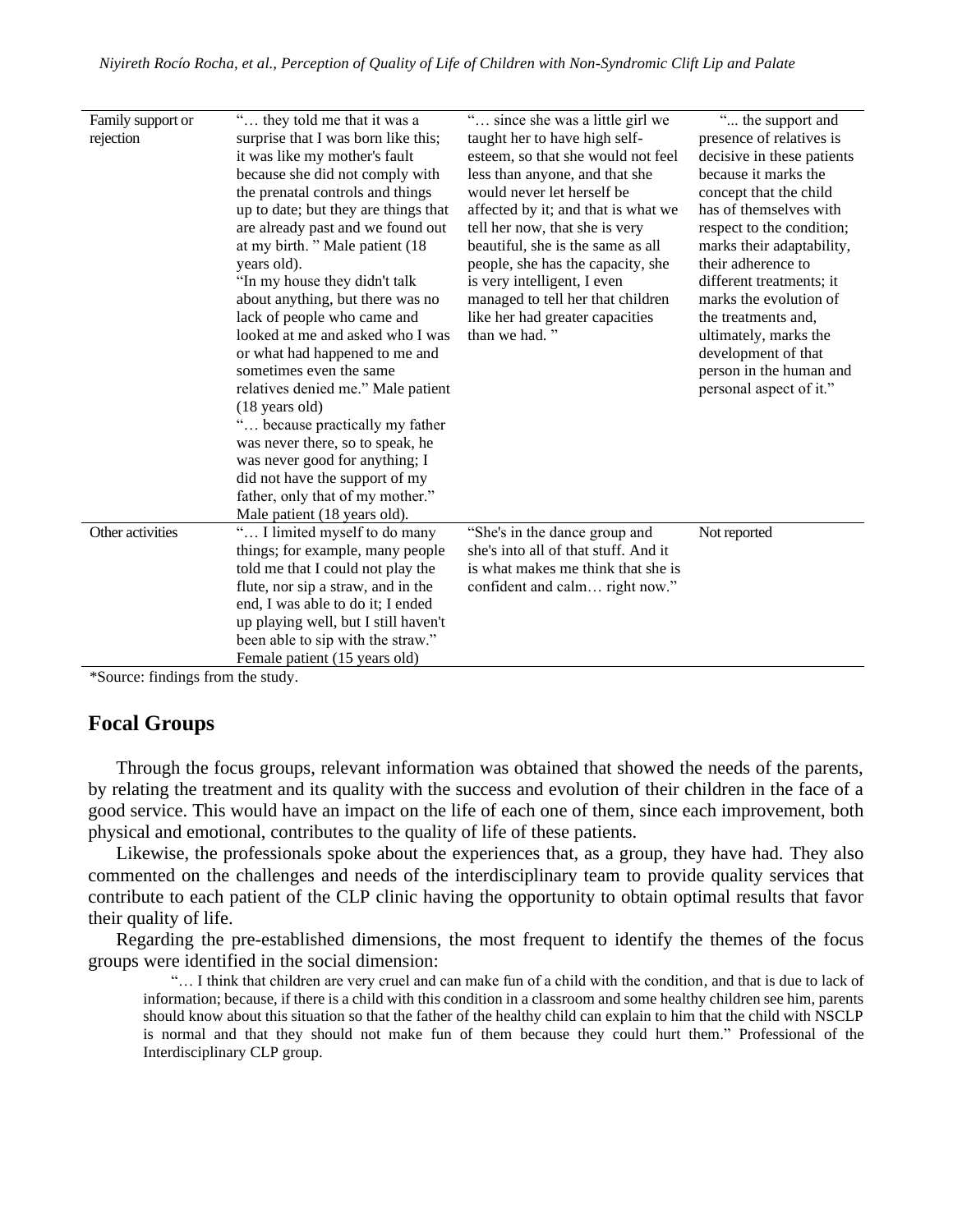| | | | |
|---|---|---|---|
| Family support or rejection | "… they told me that it was a surprise that I was born like this; it was like my mother's fault because she did not comply with the prenatal controls and things up to date; but they are things that are already past and we found out at my birth. " Male patient (18 years old). "In my house they didn't talk about anything, but there was no lack of people who came and looked at me and asked who I was or what had happened to me and sometimes even the same relatives denied me." Male patient (18 years old) "… because practically my father was never there, so to speak, he was never good for anything; I did not have the support of my father, only that of my mother." Male patient (18 years old). | "… since she was a little girl we taught her to have high self-esteem, so that she would not feel less than anyone, and that she would never let herself be affected by it; and that is what we tell her now, that she is very beautiful, she is the same as all people, she has the capacity, she is very intelligent, I even managed to tell her that children like her had greater capacities than we had. " | "... the support and presence of relatives is decisive in these patients because it marks the concept that the child has of themselves with respect to the condition; marks their adaptability, their adherence to different treatments; it marks the evolution of the treatments and, ultimately, marks the development of that person in the human and personal aspect of it." |
| Other activities | "… I limited myself to do many things; for example, many people told me that I could not play the flute, nor sip a straw, and in the end, I was able to do it; I ended up playing well, but I still haven't been able to sip with the straw." Female patient (15 years old) | "She's in the dance group and she's into all of that stuff. And it is what makes me think that she is confident and calm… right now." | Not reported |

*Source: findings from the study.

## Focal Groups

Through the focus groups, relevant information was obtained that showed the needs of the parents, by relating the treatment and its quality with the success and evolution of their children in the face of a good service. This would have an impact on the life of each one of them, since each improvement, both physical and emotional, contributes to the quality of life of these patients.

Likewise, the professionals spoke about the experiences that, as a group, they have had. They also commented on the challenges and needs of the interdisciplinary team to provide quality services that contribute to each patient of the CLP clinic having the opportunity to obtain optimal results that favor their quality of life.

Regarding the pre-established dimensions, the most frequent to identify the themes of the focus groups were identified in the social dimension:

> "… I think that children are very cruel and can make fun of a child with the condition, and that is due to lack of information; because, if there is a child with this condition in a classroom and some healthy children see him, parents should know about this situation so that the father of the healthy child can explain to him that the child with NSCLP is normal and that they should not make fun of them because they could hurt them." Professional of the Interdisciplinary CLP group.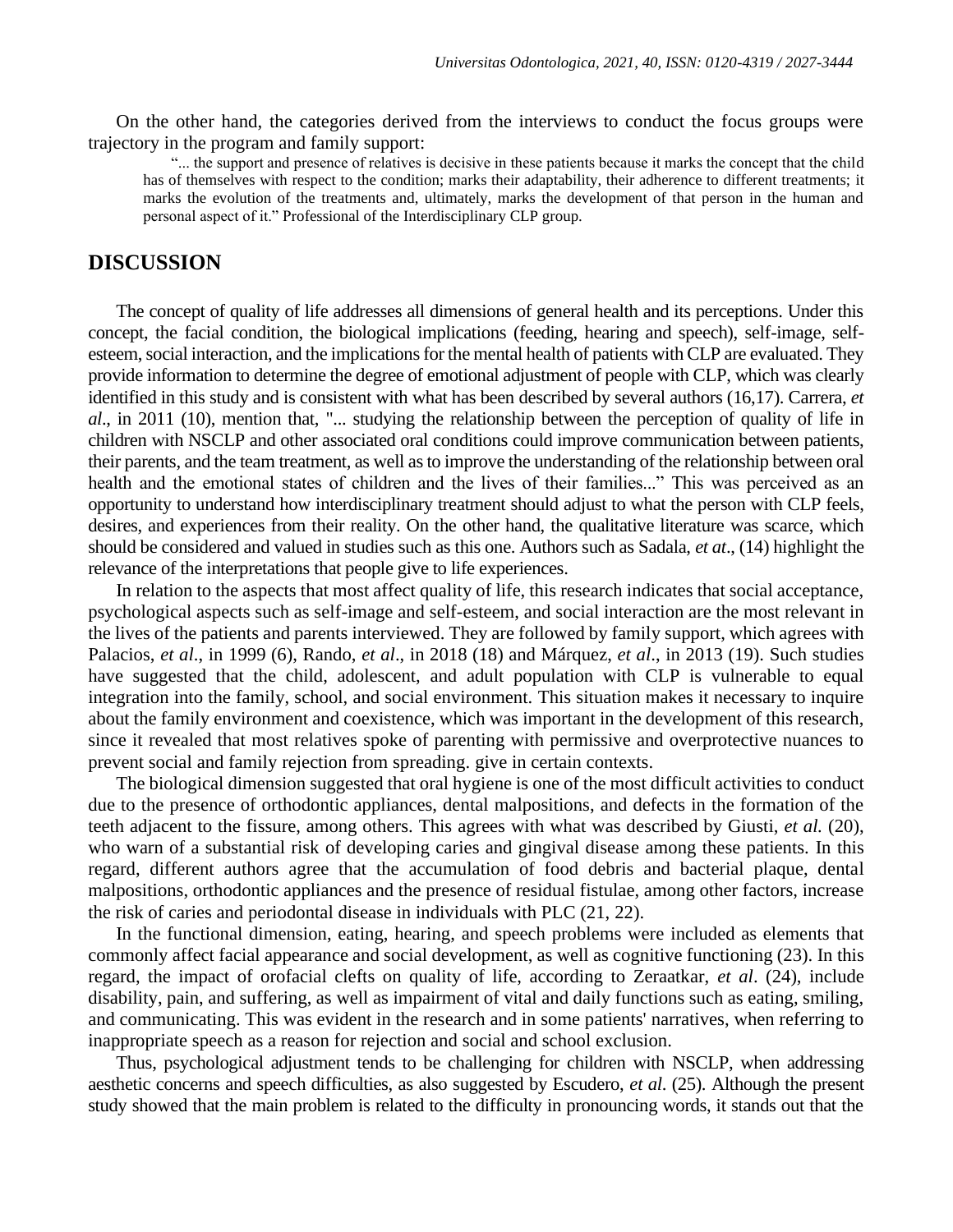On the other hand, the categories derived from the interviews to conduct the focus groups were trajectory in the program and family support:

> "... the support and presence of relatives is decisive in these patients because it marks the concept that the child has of themselves with respect to the condition; marks their adaptability, their adherence to different treatments; it marks the evolution of the treatments and, ultimately, marks the development of that person in the human and personal aspect of it." Professional of the Interdisciplinary CLP group.

## DISCUSSION

The concept of quality of life addresses all dimensions of general health and its perceptions. Under this concept, the facial condition, the biological implications (feeding, hearing and speech), self-image, self-esteem, social interaction, and the implications for the mental health of patients with CLP are evaluated. They provide information to determine the degree of emotional adjustment of people with CLP, which was clearly identified in this study and is consistent with what has been described by several authors (16,17). Carrera, *et al*., in 2011 (10), mention that, "... studying the relationship between the perception of quality of life in children with NSCLP and other associated oral conditions could improve communication between patients, their parents, and the team treatment, as well as to improve the understanding of the relationship between oral health and the emotional states of children and the lives of their families..." This was perceived as an opportunity to understand how interdisciplinary treatment should adjust to what the person with CLP feels, desires, and experiences from their reality. On the other hand, the qualitative literature was scarce, which should be considered and valued in studies such as this one. Authors such as Sadala, *et at*., (14) highlight the relevance of the interpretations that people give to life experiences.

In relation to the aspects that most affect quality of life, this research indicates that social acceptance, psychological aspects such as self-image and self-esteem, and social interaction are the most relevant in the lives of the patients and parents interviewed. They are followed by family support, which agrees with Palacios, *et al*., in 1999 (6), Rando, *et al*., in 2018 (18) and Márquez, *et al*., in 2013 (19). Such studies have suggested that the child, adolescent, and adult population with CLP is vulnerable to equal integration into the family, school, and social environment. This situation makes it necessary to inquire about the family environment and coexistence, which was important in the development of this research, since it revealed that most relatives spoke of parenting with permissive and overprotective nuances to prevent social and family rejection from spreading. give in certain contexts.

The biological dimension suggested that oral hygiene is one of the most difficult activities to conduct due to the presence of orthodontic appliances, dental malpositions, and defects in the formation of the teeth adjacent to the fissure, among others. This agrees with what was described by Giusti, *et al.* (20), who warn of a substantial risk of developing caries and gingival disease among these patients. In this regard, different authors agree that the accumulation of food debris and bacterial plaque, dental malpositions, orthodontic appliances and the presence of residual fistulae, among other factors, increase the risk of caries and periodontal disease in individuals with PLC (21, 22).

In the functional dimension, eating, hearing, and speech problems were included as elements that commonly affect facial appearance and social development, as well as cognitive functioning (23). In this regard, the impact of orofacial clefts on quality of life, according to Zeraatkar, *et al*. (24), include disability, pain, and suffering, as well as impairment of vital and daily functions such as eating, smiling, and communicating. This was evident in the research and in some patients' narratives, when referring to inappropriate speech as a reason for rejection and social and school exclusion.

Thus, psychological adjustment tends to be challenging for children with NSCLP, when addressing aesthetic concerns and speech difficulties, as also suggested by Escudero, *et al.* (25). Although the present study showed that the main problem is related to the difficulty in pronouncing words, it stands out that the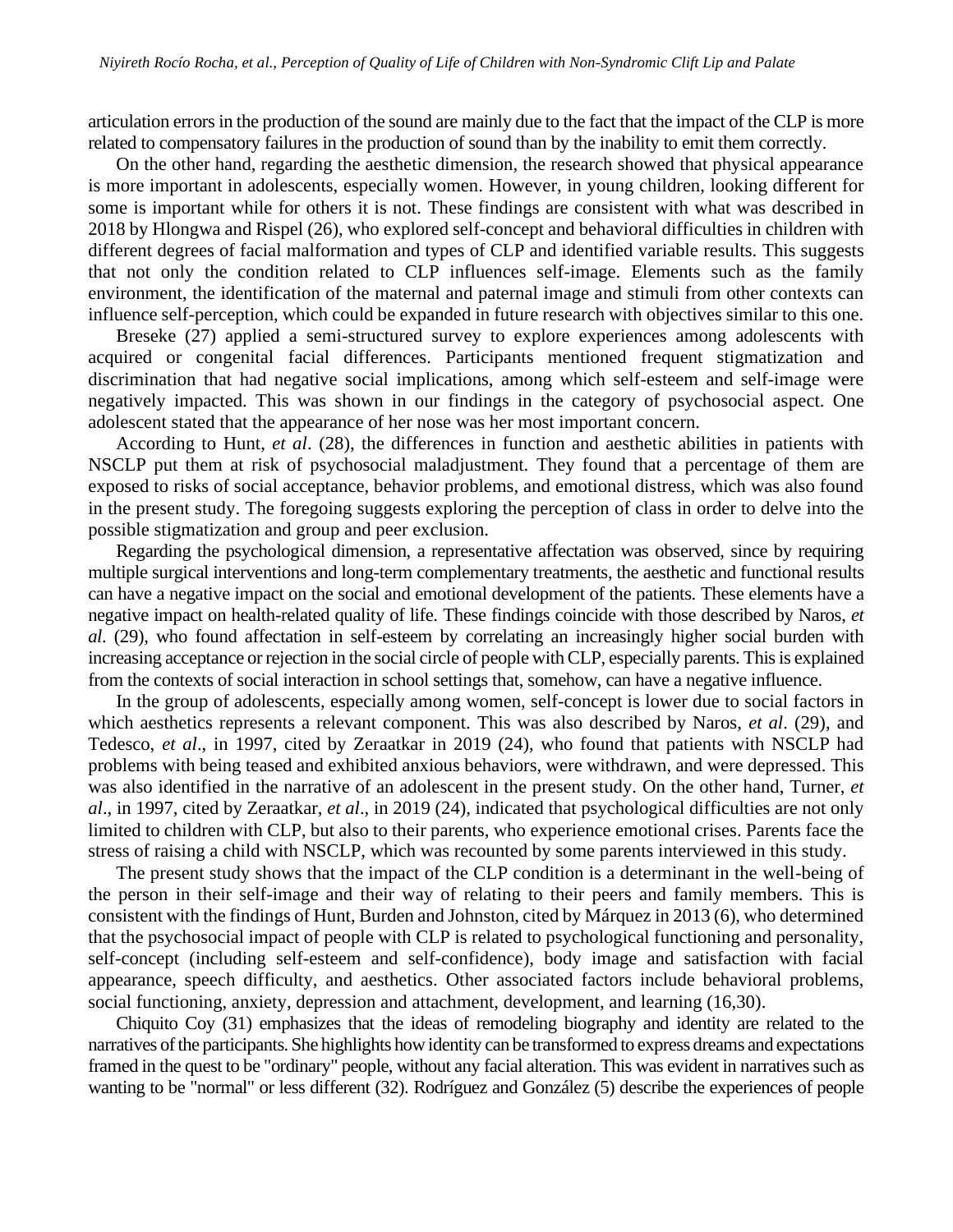articulation errors in the production of the sound are mainly due to the fact that the impact of the CLP is more related to compensatory failures in the production of sound than by the inability to emit them correctly.

On the other hand, regarding the aesthetic dimension, the research showed that physical appearance is more important in adolescents, especially women. However, in young children, looking different for some is important while for others it is not. These findings are consistent with what was described in 2018 by Hlongwa and Rispel (26), who explored self-concept and behavioral difficulties in children with different degrees of facial malformation and types of CLP and identified variable results. This suggests that not only the condition related to CLP influences self-image. Elements such as the family environment, the identification of the maternal and paternal image and stimuli from other contexts can influence self-perception, which could be expanded in future research with objectives similar to this one.

Breseke (27) applied a semi-structured survey to explore experiences among adolescents with acquired or congenital facial differences. Participants mentioned frequent stigmatization and discrimination that had negative social implications, among which self-esteem and self-image were negatively impacted. This was shown in our findings in the category of psychosocial aspect. One adolescent stated that the appearance of her nose was her most important concern.

According to Hunt, *et al*. (28), the differences in function and aesthetic abilities in patients with NSCLP put them at risk of psychosocial maladjustment. They found that a percentage of them are exposed to risks of social acceptance, behavior problems, and emotional distress, which was also found in the present study. The foregoing suggests exploring the perception of class in order to delve into the possible stigmatization and group and peer exclusion.

Regarding the psychological dimension, a representative affectation was observed, since by requiring multiple surgical interventions and long-term complementary treatments, the aesthetic and functional results can have a negative impact on the social and emotional development of the patients. These elements have a negative impact on health-related quality of life. These findings coincide with those described by Naros, *et al.* (29), who found affectation in self-esteem by correlating an increasingly higher social burden with increasing acceptance or rejection in the social circle of people with CLP, especially parents. This is explained from the contexts of social interaction in school settings that, somehow, can have a negative influence.

In the group of adolescents, especially among women, self-concept is lower due to social factors in which aesthetics represents a relevant component. This was also described by Naros, *et al*. (29), and Tedesco, *et al*., in 1997, cited by Zeraatkar in 2019 (24), who found that patients with NSCLP had problems with being teased and exhibited anxious behaviors, were withdrawn, and were depressed. This was also identified in the narrative of an adolescent in the present study. On the other hand, Turner, *et al*., in 1997, cited by Zeraatkar, *et al*., in 2019 (24), indicated that psychological difficulties are not only limited to children with CLP, but also to their parents, who experience emotional crises. Parents face the stress of raising a child with NSCLP, which was recounted by some parents interviewed in this study.

The present study shows that the impact of the CLP condition is a determinant in the well-being of the person in their self-image and their way of relating to their peers and family members. This is consistent with the findings of Hunt, Burden and Johnston, cited by Márquez in 2013 (6), who determined that the psychosocial impact of people with CLP is related to psychological functioning and personality, self-concept (including self-esteem and self-confidence), body image and satisfaction with facial appearance, speech difficulty, and aesthetics. Other associated factors include behavioral problems, social functioning, anxiety, depression and attachment, development, and learning (16,30).

Chiquito Coy (31) emphasizes that the ideas of remodeling biography and identity are related to the narratives of the participants. She highlights how identity can be transformed to express dreams and expectations framed in the quest to be "ordinary" people, without any facial alteration. This was evident in narratives such as wanting to be "normal" or less different (32). Rodríguez and González (5) describe the experiences of people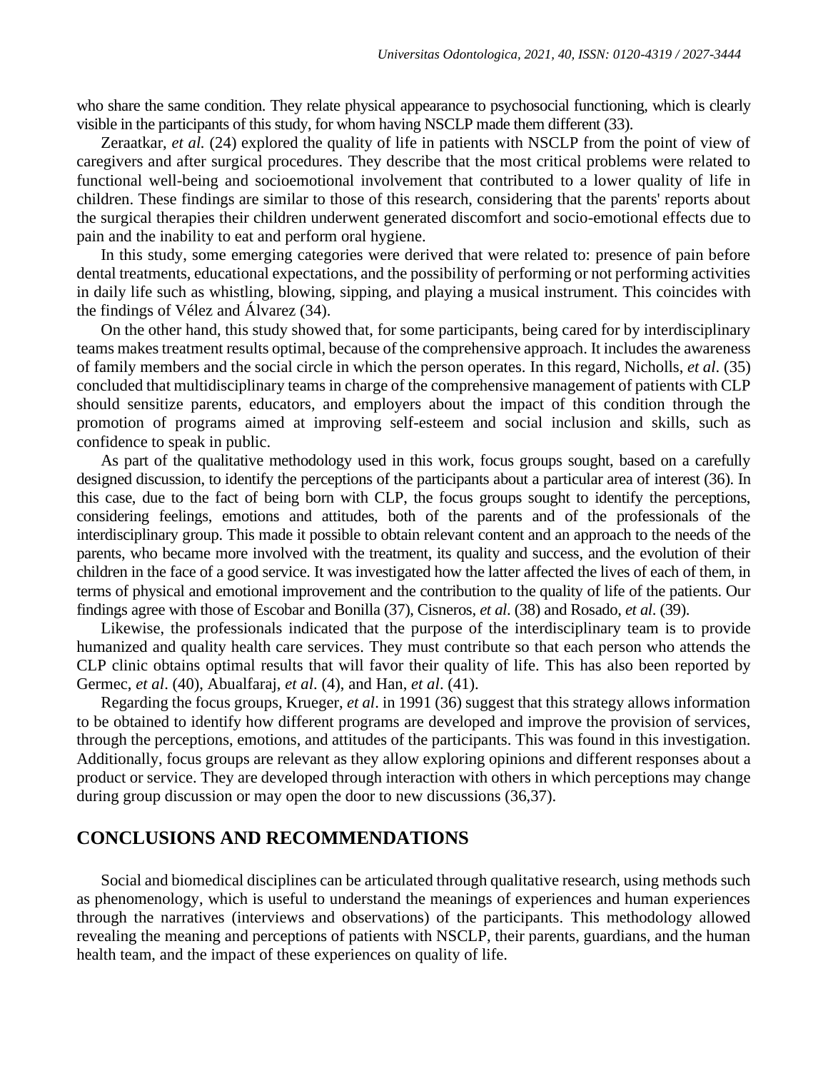who share the same condition. They relate physical appearance to psychosocial functioning, which is clearly visible in the participants of this study, for whom having NSCLP made them different (33).

Zeraatkar, *et al.* (24) explored the quality of life in patients with NSCLP from the point of view of caregivers and after surgical procedures. They describe that the most critical problems were related to functional well-being and socioemotional involvement that contributed to a lower quality of life in children. These findings are similar to those of this research, considering that the parents' reports about the surgical therapies their children underwent generated discomfort and socio-emotional effects due to pain and the inability to eat and perform oral hygiene.

In this study, some emerging categories were derived that were related to: presence of pain before dental treatments, educational expectations, and the possibility of performing or not performing activities in daily life such as whistling, blowing, sipping, and playing a musical instrument. This coincides with the findings of Vélez and Álvarez (34).

On the other hand, this study showed that, for some participants, being cared for by interdisciplinary teams makes treatment results optimal, because of the comprehensive approach. It includes the awareness of family members and the social circle in which the person operates. In this regard, Nicholls, *et al*. (35) concluded that multidisciplinary teams in charge of the comprehensive management of patients with CLP should sensitize parents, educators, and employers about the impact of this condition through the promotion of programs aimed at improving self-esteem and social inclusion and skills, such as confidence to speak in public.

As part of the qualitative methodology used in this work, focus groups sought, based on a carefully designed discussion, to identify the perceptions of the participants about a particular area of interest (36). In this case, due to the fact of being born with CLP, the focus groups sought to identify the perceptions, considering feelings, emotions and attitudes, both of the parents and of the professionals of the interdisciplinary group. This made it possible to obtain relevant content and an approach to the needs of the parents, who became more involved with the treatment, its quality and success, and the evolution of their children in the face of a good service. It was investigated how the latter affected the lives of each of them, in terms of physical and emotional improvement and the contribution to the quality of life of the patients. Our findings agree with those of Escobar and Bonilla (37), Cisneros, *et al*. (38) and Rosado, *et al*. (39).

Likewise, the professionals indicated that the purpose of the interdisciplinary team is to provide humanized and quality health care services. They must contribute so that each person who attends the CLP clinic obtains optimal results that will favor their quality of life. This has also been reported by Germec, *et al*. (40), Abualfaraj, *et al*. (4), and Han, *et al*. (41).

Regarding the focus groups, Krueger, *et al*. in 1991 (36) suggest that this strategy allows information to be obtained to identify how different programs are developed and improve the provision of services, through the perceptions, emotions, and attitudes of the participants. This was found in this investigation. Additionally, focus groups are relevant as they allow exploring opinions and different responses about a product or service. They are developed through interaction with others in which perceptions may change during group discussion or may open the door to new discussions (36,37).

## CONCLUSIONS AND RECOMMENDATIONS

Social and biomedical disciplines can be articulated through qualitative research, using methods such as phenomenology, which is useful to understand the meanings of experiences and human experiences through the narratives (interviews and observations) of the participants. This methodology allowed revealing the meaning and perceptions of patients with NSCLP, their parents, guardians, and the human health team, and the impact of these experiences on quality of life.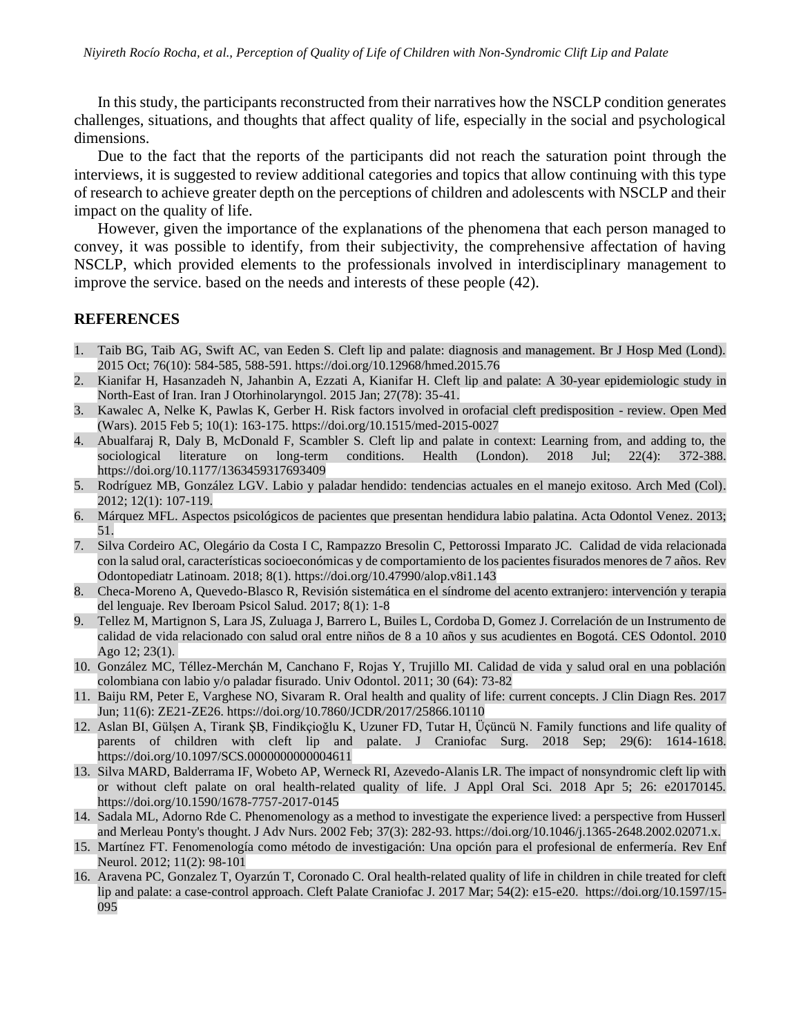In this study, the participants reconstructed from their narratives how the NSCLP condition generates challenges, situations, and thoughts that affect quality of life, especially in the social and psychological dimensions.

Due to the fact that the reports of the participants did not reach the saturation point through the interviews, it is suggested to review additional categories and topics that allow continuing with this type of research to achieve greater depth on the perceptions of children and adolescents with NSCLP and their impact on the quality of life.

However, given the importance of the explanations of the phenomena that each person managed to convey, it was possible to identify, from their subjectivity, the comprehensive affectation of having NSCLP, which provided elements to the professionals involved in interdisciplinary management to improve the service. based on the needs and interests of these people (42).

## REFERENCES

1. Taib BG, Taib AG, Swift AC, van Eeden S. Cleft lip and palate: diagnosis and management. Br J Hosp Med (Lond). 2015 Oct; 76(10): 584-585, 588-591. https://doi.org/10.12968/hmed.2015.76
2. Kianifar H, Hasanzadeh N, Jahanbin A, Ezzati A, Kianifar H. Cleft lip and palate: A 30-year epidemiologic study in North-East of Iran. Iran J Otorhinolaryngol. 2015 Jan; 27(78): 35-41.
3. Kawalec A, Nelke K, Pawlas K, Gerber H. Risk factors involved in orofacial cleft predisposition - review. Open Med (Wars). 2015 Feb 5; 10(1): 163-175. https://doi.org/10.1515/med-2015-0027
4. Abualfaraj R, Daly B, McDonald F, Scambler S. Cleft lip and palate in context: Learning from, and adding to, the sociological literature on long-term conditions. Health (London). 2018 Jul; 22(4): 372-388. https://doi.org/10.1177/1363459317693409
5. Rodríguez MB, González LGV. Labio y paladar hendido: tendencias actuales en el manejo exitoso. Arch Med (Col). 2012; 12(1): 107-119.
6. Márquez MFL. Aspectos psicológicos de pacientes que presentan hendidura labio palatina. Acta Odontol Venez. 2013; 51.
7. Silva Cordeiro AC, Olegário da Costa I C, Rampazzo Bresolin C, Pettorossi Imparato JC. Calidad de vida relacionada con la salud oral, características socioeconómicas y de comportamiento de los pacientes fisurados menores de 7 años. Rev Odontopediatr Latinoam. 2018; 8(1). https://doi.org/10.47990/alop.v8i1.143
8. Checa-Moreno A, Quevedo-Blasco R, Revisión sistemática en el síndrome del acento extranjero: intervención y terapia del lenguaje. Rev Iberoam Psicol Salud. 2017; 8(1): 1-8
9. Tellez M, Martignon S, Lara JS, Zuluaga J, Barrero L, Builes L, Cordoba D, Gomez J. Correlación de un Instrumento de calidad de vida relacionado con salud oral entre niños de 8 a 10 años y sus acudientes en Bogotá. CES Odontol. 2010 Ago 12; 23(1).
10. González MC, Téllez-Merchán M, Canchano F, Rojas Y, Trujillo MI. Calidad de vida y salud oral en una población colombiana con labio y/o paladar fisurado. Univ Odontol. 2011; 30 (64): 73-82
11. Baiju RM, Peter E, Varghese NO, Sivaram R. Oral health and quality of life: current concepts. J Clin Diagn Res. 2017 Jun; 11(6): ZE21-ZE26. https://doi.org/10.7860/JCDR/2017/25866.10110
12. Aslan BI, Gülşen A, Tirank ŞB, Findikçioğlu K, Uzuner FD, Tutar H, Üçüncü N. Family functions and life quality of parents of children with cleft lip and palate. J Craniofac Surg. 2018 Sep; 29(6): 1614-1618. https://doi.org/10.1097/SCS.0000000000004611
13. Silva MARD, Balderrama IF, Wobeto AP, Werneck RI, Azevedo-Alanis LR. The impact of nonsyndromic cleft lip with or without cleft palate on oral health-related quality of life. J Appl Oral Sci. 2018 Apr 5; 26: e20170145. https://doi.org/10.1590/1678-7757-2017-0145
14. Sadala ML, Adorno Rde C. Phenomenology as a method to investigate the experience lived: a perspective from Husserl and Merleau Ponty's thought. J Adv Nurs. 2002 Feb; 37(3): 282-93. https://doi.org/10.1046/j.1365-2648.2002.02071.x.
15. Martínez FT. Fenomenología como método de investigación: Una opción para el profesional de enfermería. Rev Enf Neurol. 2012; 11(2): 98-101
16. Aravena PC, Gonzalez T, Oyarzún T, Coronado C. Oral health-related quality of life in children in chile treated for cleft lip and palate: a case-control approach. Cleft Palate Craniofac J. 2017 Mar; 54(2): e15-e20. https://doi.org/10.1597/15-095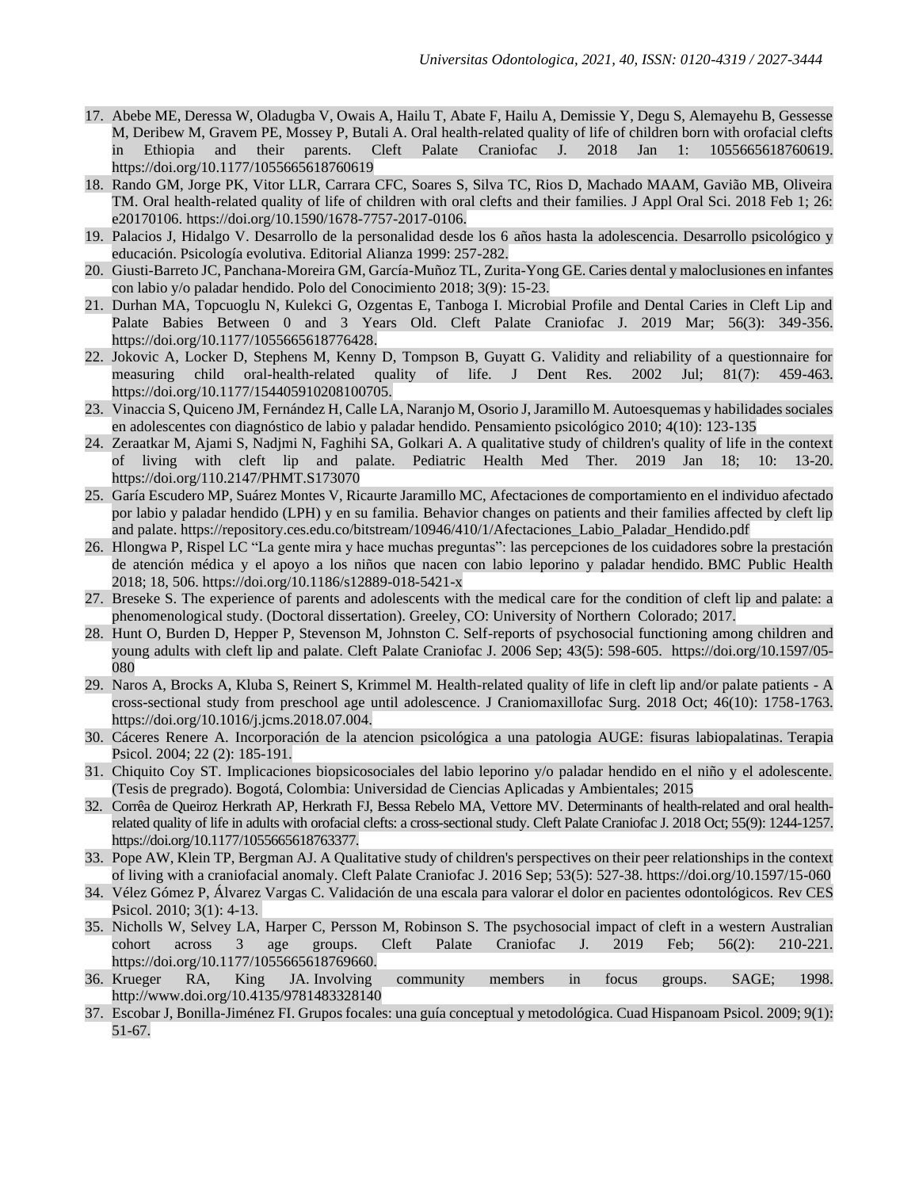17. Abebe ME, Deressa W, Oladugba V, Owais A, Hailu T, Abate F, Hailu A, Demissie Y, Degu S, Alemayehu B, Gessesse M, Deribew M, Gravem PE, Mossey P, Butali A. Oral health-related quality of life of children born with orofacial clefts in Ethiopia and their parents. Cleft Palate Craniofac J. 2018 Jan 1: 1055665618760619. https://doi.org/10.1177/1055665618760619
18. Rando GM, Jorge PK, Vitor LLR, Carrara CFC, Soares S, Silva TC, Rios D, Machado MAAM, Gavião MB, Oliveira TM. Oral health-related quality of life of children with oral clefts and their families. J Appl Oral Sci. 2018 Feb 1; 26: e20170106. https://doi.org/10.1590/1678-7757-2017-0106.
19. Palacios J, Hidalgo V. Desarrollo de la personalidad desde los 6 años hasta la adolescencia. Desarrollo psicológico y educación. Psicología evolutiva. Editorial Alianza 1999: 257-282.
20. Giusti-Barreto JC, Panchana-Moreira GM, García-Muñoz TL, Zurita-Yong GE. Caries dental y maloclusiones en infantes con labio y/o paladar hendido. Polo del Conocimiento 2018; 3(9): 15-23.
21. Durhan MA, Topcuoglu N, Kulekci G, Ozgentas E, Tanboga I. Microbial Profile and Dental Caries in Cleft Lip and Palate Babies Between 0 and 3 Years Old. Cleft Palate Craniofac J. 2019 Mar; 56(3): 349-356. https://doi.org/10.1177/1055665618776428.
22. Jokovic A, Locker D, Stephens M, Kenny D, Tompson B, Guyatt G. Validity and reliability of a questionnaire for measuring child oral-health-related quality of life. J Dent Res. 2002 Jul; 81(7): 459-463. https://doi.org/10.1177/154405910208100705.
23. Vinaccia S, Quiceno JM, Fernández H, Calle LA, Naranjo M, Osorio J, Jaramillo M. Autoesquemas y habilidades sociales en adolescentes con diagnóstico de labio y paladar hendido. Pensamiento psicológico 2010; 4(10): 123-135
24. Zeraatkar M, Ajami S, Nadjmi N, Faghihi SA, Golkari A. A qualitative study of children's quality of life in the context of living with cleft lip and palate. Pediatric Health Med Ther. 2019 Jan 18; 10: 13-20. https://doi.org/110.2147/PHMT.S173070
25. Garía Escudero MP, Suárez Montes V, Ricaurte Jaramillo MC, Afectaciones de comportamiento en el individuo afectado por labio y paladar hendido (LPH) y en su familia. Behavior changes on patients and their families affected by cleft lip and palate. https://repository.ces.edu.co/bitstream/10946/410/1/Afectaciones_Labio_Paladar_Hendido.pdf
26. Hlongwa P, Rispel LC “La gente mira y hace muchas preguntas”: las percepciones de los cuidadores sobre la prestación de atención médica y el apoyo a los niños que nacen con labio leporino y paladar hendido. BMC Public Health 2018; 18, 506. https://doi.org/10.1186/s12889-018-5421-x
27. Breseke S. The experience of parents and adolescents with the medical care for the condition of cleft lip and palate: a phenomenological study. (Doctoral dissertation). Greeley, CO: University of Northern Colorado; 2017.
28. Hunt O, Burden D, Hepper P, Stevenson M, Johnston C. Self-reports of psychosocial functioning among children and young adults with cleft lip and palate. Cleft Palate Craniofac J. 2006 Sep; 43(5): 598-605. https://doi.org/10.1597/05-080
29. Naros A, Brocks A, Kluba S, Reinert S, Krimmel M. Health-related quality of life in cleft lip and/or palate patients - A cross-sectional study from preschool age until adolescence. J Craniomaxillofac Surg. 2018 Oct; 46(10): 1758-1763. https://doi.org/10.1016/j.jcms.2018.07.004.
30. Cáceres Renere A. Incorporación de la atencion psicológica a una patologia AUGE: fisuras labiopalatinas. Terapia Psicol. 2004; 22 (2): 185-191.
31. Chiquito Coy ST. Implicaciones biopsicosociales del labio leporino y/o paladar hendido en el niño y el adolescente. (Tesis de pregrado). Bogotá, Colombia: Universidad de Ciencias Aplicadas y Ambientales; 2015
32. Corrêa de Queiroz Herkrath AP, Herkrath FJ, Bessa Rebelo MA, Vettore MV. Determinants of health-related and oral health-related quality of life in adults with orofacial clefts: a cross-sectional study. Cleft Palate Craniofac J. 2018 Oct; 55(9): 1244-1257. https://doi.org/10.1177/1055665618763377.
33. Pope AW, Klein TP, Bergman AJ. A Qualitative study of children's perspectives on their peer relationships in the context of living with a craniofacial anomaly. Cleft Palate Craniofac J. 2016 Sep; 53(5): 527-38. https://doi.org/10.1597/15-060
34. Vélez Gómez P, Álvarez Vargas C. Validación de una escala para valorar el dolor en pacientes odontológicos. Rev CES Psicol. 2010; 3(1): 4-13.
35. Nicholls W, Selvey LA, Harper C, Persson M, Robinson S. The psychosocial impact of cleft in a western Australian cohort across 3 age groups. Cleft Palate Craniofac J. 2019 Feb; 56(2): 210-221. https://doi.org/10.1177/1055665618769660.
36. Krueger RA, King JA. Involving community members in focus groups. SAGE; 1998. http://www.doi.org/10.4135/9781483328140
37. Escobar J, Bonilla-Jiménez FI. Grupos focales: una guía conceptual y metodológica. Cuad Hispanoam Psicol. 2009; 9(1): 51-67.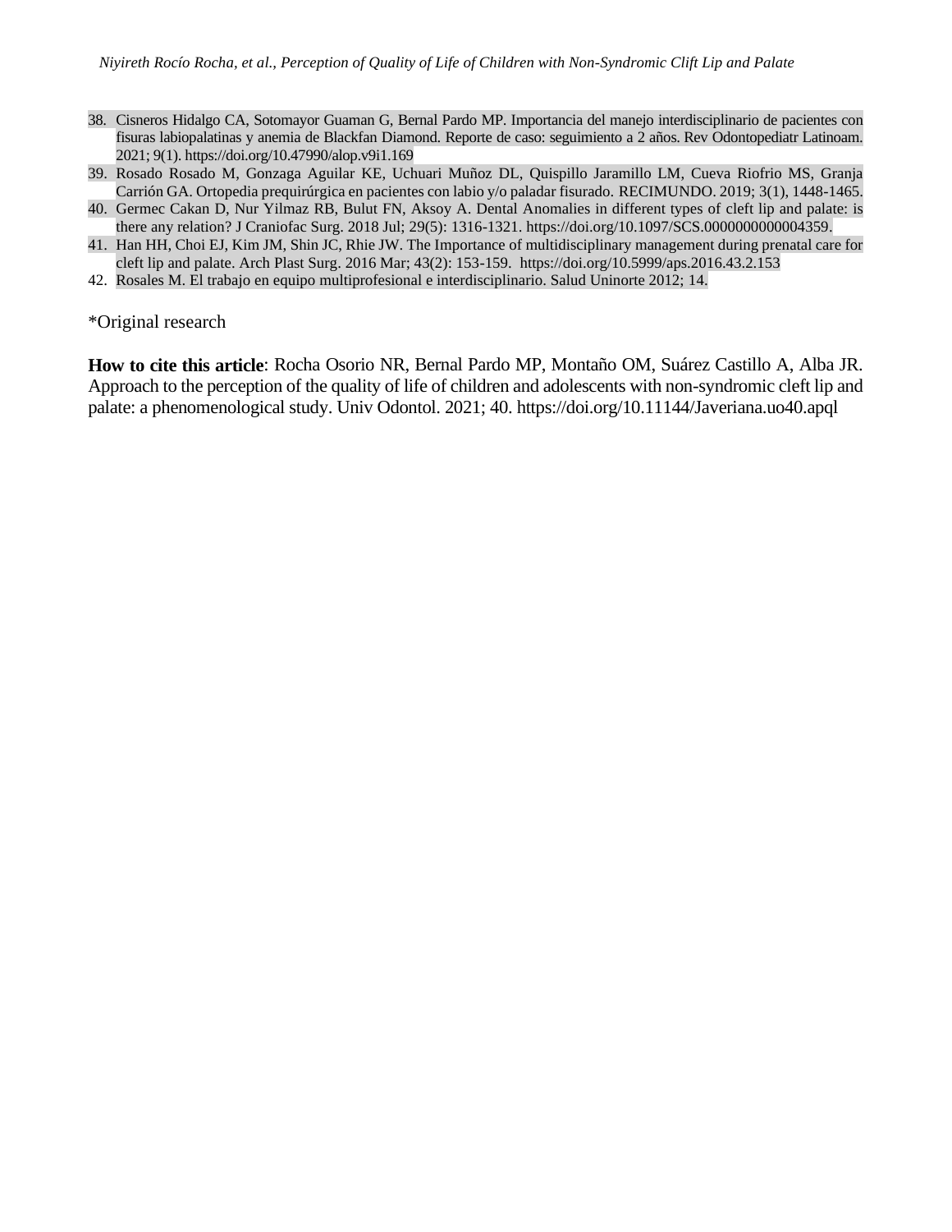38. Cisneros Hidalgo CA, Sotomayor Guaman G, Bernal Pardo MP. Importancia del manejo interdisciplinario de pacientes con fisuras labiopalatinas y anemia de Blackfan Diamond. Reporte de caso: seguimiento a 2 años. Rev Odontopediatr Latinoam. 2021; 9(1). https://doi.org/10.47990/alop.v9i1.169
39. Rosado Rosado M, Gonzaga Aguilar KE, Uchuari Muñoz DL, Quispillo Jaramillo LM, Cueva Riofrio MS, Granja Carrión GA. Ortopedia prequirúrgica en pacientes con labio y/o paladar fisurado. RECIMUNDO. 2019; 3(1), 1448-1465.
40. Germec Cakan D, Nur Yilmaz RB, Bulut FN, Aksoy A. Dental Anomalies in different types of cleft lip and palate: is there any relation? J Craniofac Surg. 2018 Jul; 29(5): 1316-1321. https://doi.org/10.1097/SCS.0000000000004359.
41. Han HH, Choi EJ, Kim JM, Shin JC, Rhie JW. The Importance of multidisciplinary management during prenatal care for cleft lip and palate. Arch Plast Surg. 2016 Mar; 43(2): 153-159. https://doi.org/10.5999/aps.2016.43.2.153
42. Rosales M. El trabajo en equipo multiprofesional e interdisciplinario. Salud Uninorte 2012; 14.

*Original research

**How to cite this article**: Rocha Osorio NR, Bernal Pardo MP, Montaño OM, Suárez Castillo A, Alba JR. Approach to the perception of the quality of life of children and adolescents with non-syndromic cleft lip and palate: a phenomenological study. Univ Odontol. 2021; 40. https://doi.org/10.11144/Javeriana.uo40.apql